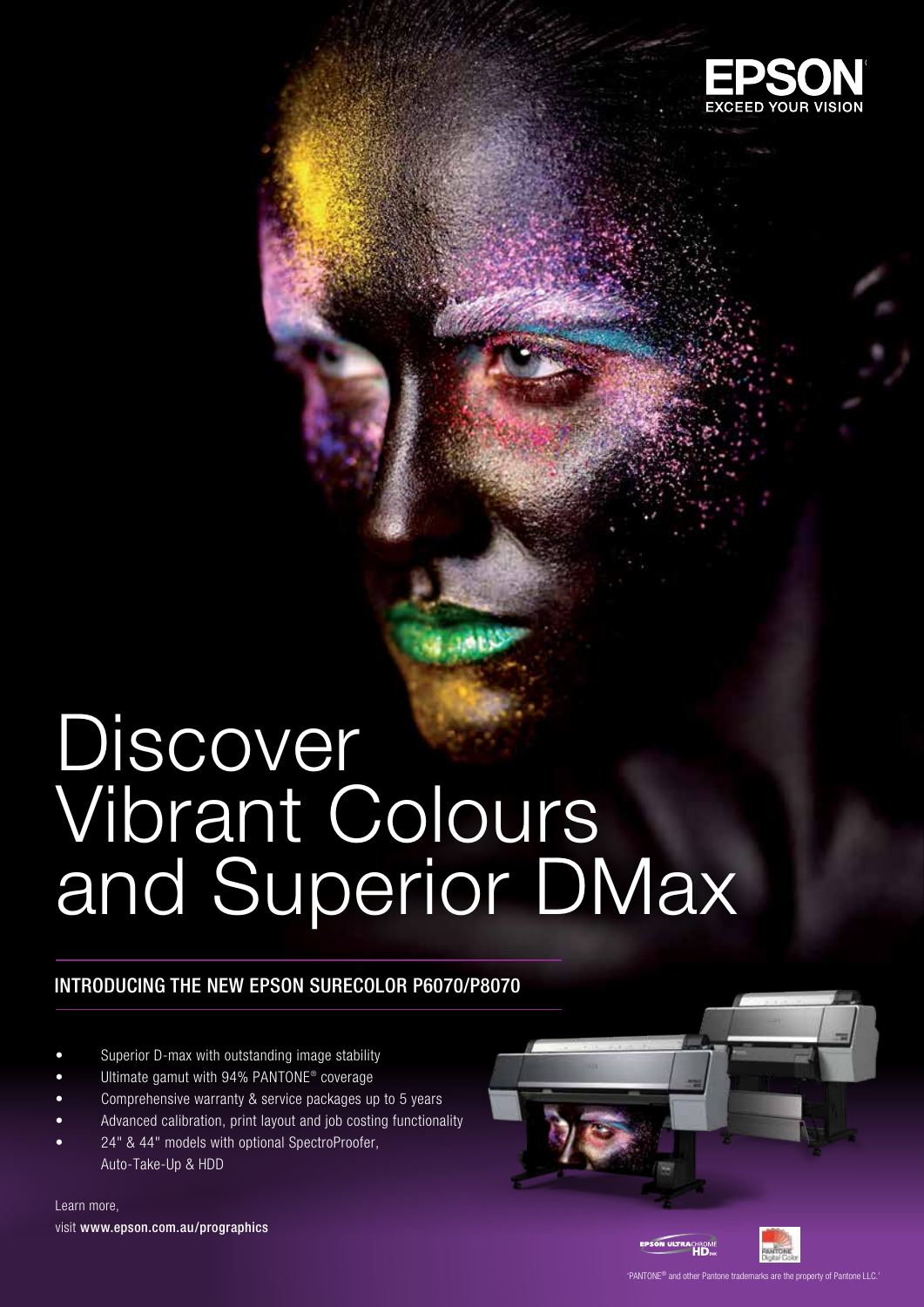EPSON
EXCEED YOUR VISION

# Discover Vibrant Colours and Superior DMax

## INTRODUCING THE NEW EPSON SURECOLOR P6070/P8070

- Superior D-max with outstanding image stability
- Ultimate gamut with 94% PANTONE® coverage
- Comprehensive warranty & service packages up to 5 years
- Advanced calibration, print layout and job costing functionality
- 24" & 44" models with optional SpectroProofer, Auto-Take-Up & HDD

Learn more,
visit **www.epson.com.au/prographics**

'PANTONE® and other Pantone trademarks are the property of Pantone LLC.'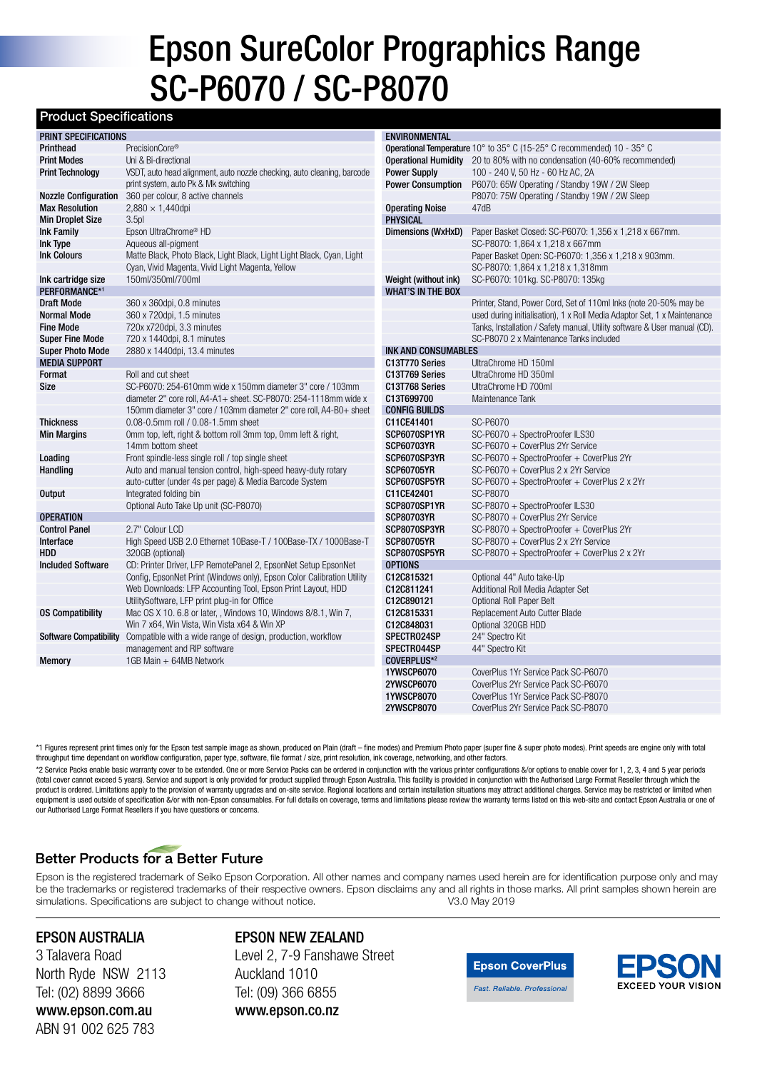# Epson SureColor Prographics Range SC-P6070 / SC-P8070

## Product Specifications

| PRINT SPECIFICATIONS | |
|---|---|
| **Printhead** | PrecisionCore® |
| **Print Modes** | Uni & Bi-directional |
| **Print Technology** | VSDT, auto head alignment, auto nozzle checking, auto cleaning, barcode print system, auto Pk & Mk switching |
| **Nozzle Configuration** | 360 per colour, 8 active channels |
| **Max Resolution** | 2,880 × 1,440dpi |
| **Min Droplet Size** | 3.5pl |
| **Ink Family** | Epson UltraChrome® HD |
| **Ink Type** | Aqueous all-pigment |
| **Ink Colours** | Matte Black, Photo Black, Light Black, Light Light Black, Cyan, Light Cyan, Vivid Magenta, Vivid Light Magenta, Yellow |
| **Ink cartridge size** | 150ml/350ml/700ml |
| **PERFORMANCE*1** | |
| **Draft Mode** | 360 x 360dpi, 0.8 minutes |
| **Normal Mode** | 360 x 720dpi, 1.5 minutes |
| **Fine Mode** | 720x x720dpi, 3.3 minutes |
| **Super Fine Mode** | 720 x 1440dpi, 8.1 minutes |
| **Super Photo Mode** | 2880 x 1440dpi, 13.4 minutes |
| **MEDIA SUPPORT** | |
| **Format** | Roll and cut sheet |
| **Size** | SC-P6070: 254-610mm wide x 150mm diameter 3" core / 103mm diameter 2" core roll, A4-A1+ sheet. SC-P8070: 254-1118mm wide x 150mm diameter 3" core / 103mm diameter 2" core roll, A4-B0+ sheet |
| **Thickness** | 0.08-0.5mm roll / 0.08-1.5mm sheet |
| **Min Margins** | 0mm top, left, right & bottom roll 3mm top, 0mm left & right, 14mm bottom sheet |
| **Loading** | Front spindle-less single roll / top single sheet |
| **Handling** | Auto and manual tension control, high-speed heavy-duty rotary auto-cutter (under 4s per page) & Media Barcode System |
| **Output** | Integrated folding bin<br>Optional Auto Take Up unit (SC-P8070) |
| **OPERATION** | |
| **Control Panel** | 2.7" Colour LCD |
| **Interface** | High Speed USB 2.0 Ethernet 10Base-T / 100Base-TX / 1000Base-T |
| **HDD** | 320GB (optional) |
| **Included Software** | CD: Printer Driver, LFP RemotePanel 2, EpsonNet Setup EpsonNet Config, EpsonNet Print (Windows only), Epson Color Calibration Utility Web Downloads: LFP Accounting Tool, Epson Print Layout, HDD UtilitySoftware, LFP print plug-in for Office |
| **OS Compatibility** | Mac OS X 10. 6.8 or later, , Windows 10, Windows 8/8.1, Win 7, Win 7 x64, Win Vista, Win Vista x64 & Win XP |
| **Software Compatibility** | Compatible with a wide range of design, production, workflow management and RIP software |
| **Memory** | 1GB Main + 64MB Network |

| ENVIRONMENTAL | |
|---|---|
| **Operational Temperature** | 10° to 35° C (15-25° C recommended) 10 - 35° C |
| **Operational Humidity** | 20 to 80% with no condensation (40-60% recommended) |
| **Power Supply** | 100 - 240 V, 50 Hz - 60 Hz AC, 2A |
| **Power Consumption** | P6070: 65W Operating / Standby 19W / 2W Sleep<br>P8070: 75W Operating / Standby 19W / 2W Sleep |
| **Operating Noise** | 47dB |
| **PHYSICAL** | |
| **Dimensions (WxHxD)** | Paper Basket Closed: SC-P6070: 1,356 x 1,218 x 667mm. SC-P8070: 1,864 x 1,218 x 667mm<br>Paper Basket Open: SC-P6070: 1,356 x 1,218 x 903mm. SC-P8070: 1,864 x 1,218 x 1,318mm |
| **Weight (without ink)** | SC-P6070: 101kg. SC-P8070: 135kg |
| **WHAT'S IN THE BOX** | |
| | Printer, Stand, Power Cord, Set of 110ml Inks (note 20-50% may be used during initialisation), 1 x Roll Media Adaptor Set, 1 x Maintenance Tanks, Installation / Safety manual, Utility software & User manual (CD). SC-P8070 2 x Maintenance Tanks included |
| **INK AND CONSUMABLES** | |
| **C13T770 Series** | UltraChrome HD 150ml |
| **C13T769 Series** | UltraChrome HD 350ml |
| **C13T768 Series** | UltraChrome HD 700ml |
| **C13T699700** | Maintenance Tank |
| **CONFIG BUILDS** | |
| **C11CE41401** | SC-P6070 |
| **SCP6070SP1YR** | SC-P6070 + SpectroProofer ILS30 |
| **SCP60703YR** | SC-P6070 + CoverPlus 2Yr Service |
| **SCP6070SP3YR** | SC-P6070 + SpectroProofer + CoverPlus 2Yr |
| **SCP60705YR** | SC-P6070 + CoverPlus 2 x 2Yr Service |
| **SCP6070SP5YR** | SC-P6070 + SpectroProofer + CoverPlus 2 x 2Yr |
| **C11CE42401** | SC-P8070 |
| **SCP8070SP1YR** | SC-P8070 + SpectroProofer ILS30 |
| **SCP80703YR** | SC-P8070 + CoverPlus 2Yr Service |
| **SCP8070SP3YR** | SC-P8070 + SpectroProofer + CoverPlus 2Yr |
| **SCP80705YR** | SC-P8070 + CoverPlus 2 x 2Yr Service |
| **SCP8070SP5YR** | SC-P8070 + SpectroProofer + CoverPlus 2 x 2Yr |
| **OPTIONS** | |
| **C12C815321** | Optional 44" Auto take-Up |
| **C12C811241** | Additional Roll Media Adapter Set |
| **C12C890121** | Optional Roll Paper Belt |
| **C12C815331** | Replacement Auto Cutter Blade |
| **C12C848031** | Optional 320GB HDD |
| **SPECTRO24SP** | 24" Spectro Kit |
| **SPECTRO44SP** | 44" Spectro Kit |
| **COVERPLUS*2** | |
| **1YWSCP6070** | CoverPlus 1Yr Service Pack SC-P6070 |
| **2YWSCP6070** | CoverPlus 2Yr Service Pack SC-P6070 |
| **1YWSCP8070** | CoverPlus 1Yr Service Pack SC-P8070 |
| **2YWSCP8070** | CoverPlus 2Yr Service Pack SC-P8070 |

*1 Figures represent print times only for the Epson test sample image as shown, produced on Plain (draft – fine modes) and Premium Photo paper (super fine & super photo modes). Print speeds are engine only with total throughput time dependant on workflow configuration, paper type, software, file format / size, print resolution, ink coverage, networking, and other factors.

*2 Service Packs enable basic warranty cover to be extended. One or more Service Packs can be ordered in conjunction with the various printer configurations &/or options to enable cover for 1, 2, 3, 4 and 5 year periods (total cover cannot exceed 5 years). Service and support is only provided for product supplied through Epson Australia. This facility is provided in conjunction with the Authorised Large Format Reseller through which the product is ordered. Limitations apply to the provision of warranty upgrades and on-site service. Regional locations and certain installation situations may attract additional charges. Service may be restricted or limited when equipment is used outside of specification &/or with non-Epson consumables. For full details on coverage, terms and limitations please review the warranty terms listed on this web-site and contact Epson Australia or one of our Authorised Large Format Resellers if you have questions or concerns.

## Better Products for a Better Future

Epson is the registered trademark of Seiko Epson Corporation. All other names and company names used herein are for identification purpose only and may be the trademarks or registered trademarks of their respective owners. Epson disclaims any and all rights in those marks. All print samples shown herein are simulations. Specifications are subject to change without notice. V3.0 May 2019

**EPSON AUSTRALIA**
3 Talavera Road
North Ryde NSW 2113
Tel: (02) 8899 3666
**www.epson.com.au**
ABN 91 002 625 783

**EPSON NEW ZEALAND**
Level 2, 7-9 Fanshawe Street
Auckland 1010
Tel: (09) 366 6855
**www.epson.co.nz**

Epson CoverPlus
Fast. Reliable. Professional

EPSON
EXCEED YOUR VISION